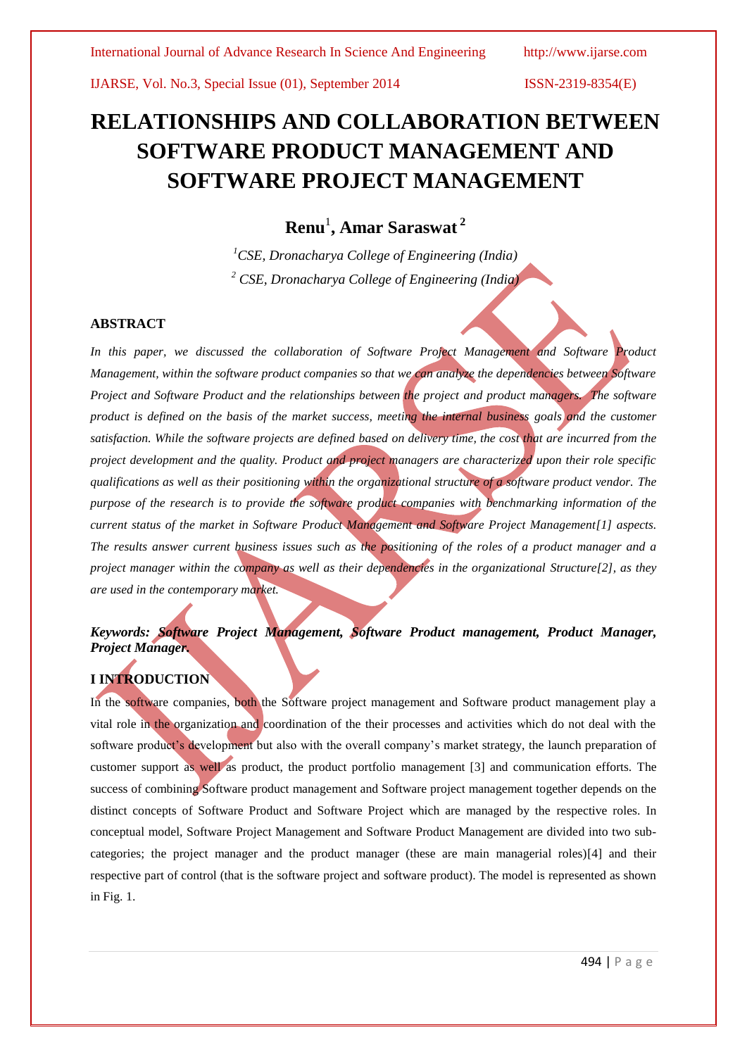# RELATIONSHIPS AND COLLABORATION BETWEEN SOFTWARE PRODUCT MANAGEMENT AND SOFTWARE PROJECT MANAGEMENT

**Renu**[1], **Amar Saraswat**[2]

[1]*CSE, Dronacharya College of Engineering (India)*

[2] *CSE, Dronacharya College of Engineering (India)*

## ABSTRACT

*In this paper, we discussed the collaboration of Software Project Management and Software Product Management, within the software product companies so that we can analyze the dependencies between Software Project and Software Product and the relationships between the project and product managers. The software product is defined on the basis of the market success, meeting the internal business goals and the customer satisfaction. While the software projects are defined based on delivery time, the cost that are incurred from the project development and the quality. Product and project managers are characterized upon their role specific qualifications as well as their positioning within the organizational structure of a software product vendor. The purpose of the research is to provide the software product companies with benchmarking information of the current status of the market in Software Product Management and Software Project Management[1] aspects. The results answer current business issues such as the positioning of the roles of a product manager and a project manager within the company as well as their dependencies in the organizational Structure[2], as they are used in the contemporary market.*

***Keywords: Software Project Management, Software Product management, Product Manager, Project Manager.***

## I INTRODUCTION

In the software companies, both the Software project management and Software product management play a vital role in the organization and coordination of the their processes and activities which do not deal with the software product's development but also with the overall company's market strategy, the launch preparation of customer support as well as product, the product portfolio management [3] and communication efforts. The success of combining Software product management and Software project management together depends on the distinct concepts of Software Product and Software Project which are managed by the respective roles. In conceptual model, Software Project Management and Software Product Management are divided into two sub-categories; the project manager and the product manager (these are main managerial roles)[4] and their respective part of control (that is the software project and software product). The model is represented as shown in Fig. 1.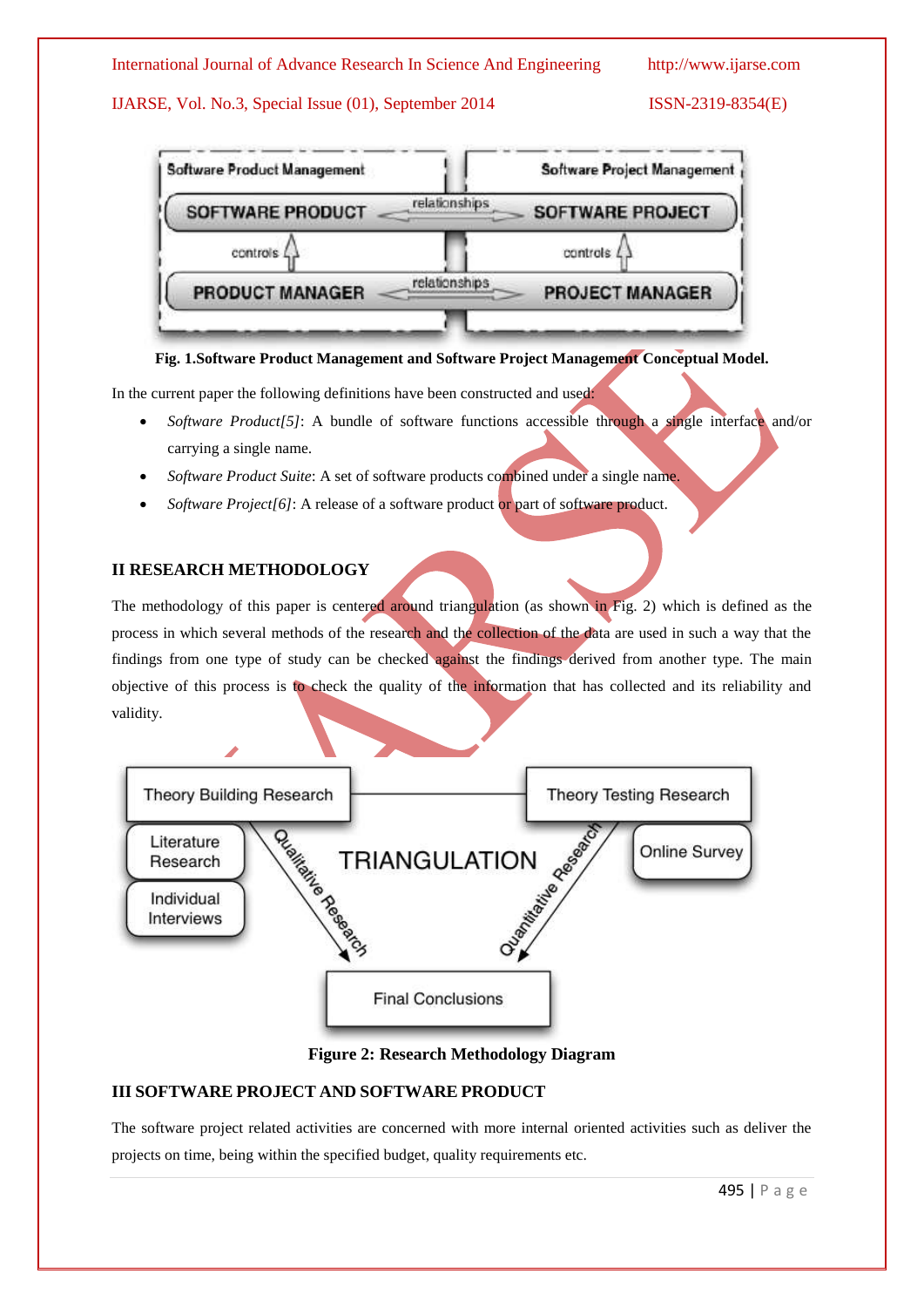Fig. 1.Software Product Management and Software Project Management Conceptual Model.

In the current paper the following definitions have been constructed and used:

- *Software Product[5]*: A bundle of software functions accessible through a single interface and/or carrying a single name.
- *Software Product Suite*: A set of software products combined under a single name.
- *Software Project[6]*: A release of a software product or part of software product.

## II RESEARCH METHODOLOGY

The methodology of this paper is centered around triangulation (as shown in Fig. 2) which is defined as the process in which several methods of the research and the collection of the data are used in such a way that the findings from one type of study can be checked against the findings derived from another type. The main objective of this process is to check the quality of the information that has collected and its reliability and validity.

**Figure 2: Research Methodology Diagram**

## III SOFTWARE PROJECT AND SOFTWARE PRODUCT

The software project related activities are concerned with more internal oriented activities such as deliver the projects on time, being within the specified budget, quality requirements etc.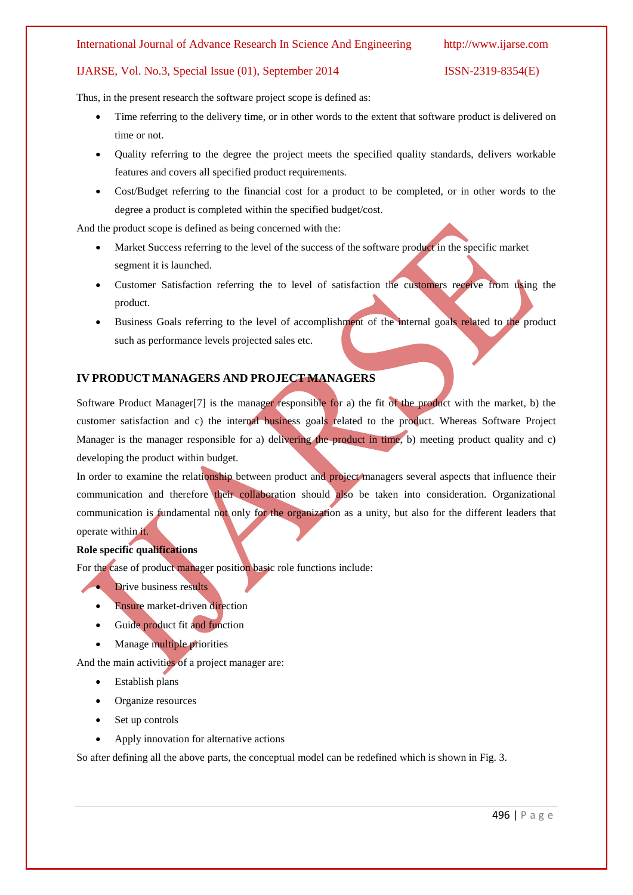Thus, in the present research the software project scope is defined as:

- Time referring to the delivery time, or in other words to the extent that software product is delivered on time or not.
- Quality referring to the degree the project meets the specified quality standards, delivers workable features and covers all specified product requirements.
- Cost/Budget referring to the financial cost for a product to be completed, or in other words to the degree a product is completed within the specified budget/cost.

And the product scope is defined as being concerned with the:

- Market Success referring to the level of the success of the software product in the specific market segment it is launched.
- Customer Satisfaction referring the to level of satisfaction the customers receive from using the product.
- Business Goals referring to the level of accomplishment of the internal goals related to the product such as performance levels projected sales etc.

## IV PRODUCT MANAGERS AND PROJECT MANAGERS

Software Product Manager[7] is the manager responsible for a) the fit of the product with the market, b) the customer satisfaction and c) the internal business goals related to the product. Whereas Software Project Manager is the manager responsible for a) delivering the product in time, b) meeting product quality and c) developing the product within budget.

In order to examine the relationship between product and project managers several aspects that influence their communication and therefore their collaboration should also be taken into consideration. Organizational communication is fundamental not only for the organization as a unity, but also for the different leaders that operate within it.

**Role specific qualifications**

For the case of product manager position basic role functions include:

- Drive business results
- Ensure market-driven direction
- Guide product fit and function
- Manage multiple priorities

And the main activities of a project manager are:

- Establish plans
- Organize resources
- Set up controls
- Apply innovation for alternative actions

So after defining all the above parts, the conceptual model can be redefined which is shown in Fig. 3.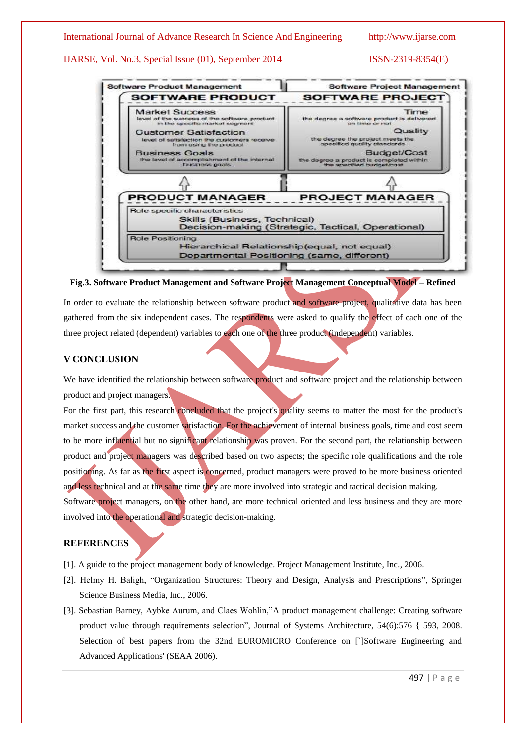Fig.3. Software Product Management and Software Project Management Conceptual Model – Refined

In order to evaluate the relationship between software product and software project, qualitative data has been gathered from the six independent cases. The respondents were asked to qualify the effect of each one of the three project related (dependent) variables to each one of the three product (independent) variables.

## V CONCLUSION

We have identified the relationship between software product and software project and the relationship between product and project managers.

For the first part, this research concluded that the project's quality seems to matter the most for the product's market success and the customer satisfaction. For the achievement of internal business goals, time and cost seem to be more influential but no significant relationship was proven. For the second part, the relationship between product and project managers was described based on two aspects; the specific role qualifications and the role positioning. As far as the first aspect is concerned, product managers were proved to be more business oriented and less technical and at the same time they are more involved into strategic and tactical decision making.

Software project managers, on the other hand, are more technical oriented and less business and they are more involved into the operational and strategic decision-making.

## REFERENCES

[1]. A guide to the project management body of knowledge. Project Management Institute, Inc., 2006.

[2]. Helmy H. Baligh, "Organization Structures: Theory and Design, Analysis and Prescriptions", Springer Science Business Media, Inc., 2006.

[3]. Sebastian Barney, Aybke Aurum, and Claes Wohlin,"A product management challenge: Creating software product value through requirements selection", Journal of Systems Architecture, 54(6):576 { 593, 2008. Selection of best papers from the 32nd EUROMICRO Conference on [`]Software Engineering and Advanced Applications' (SEAA 2006).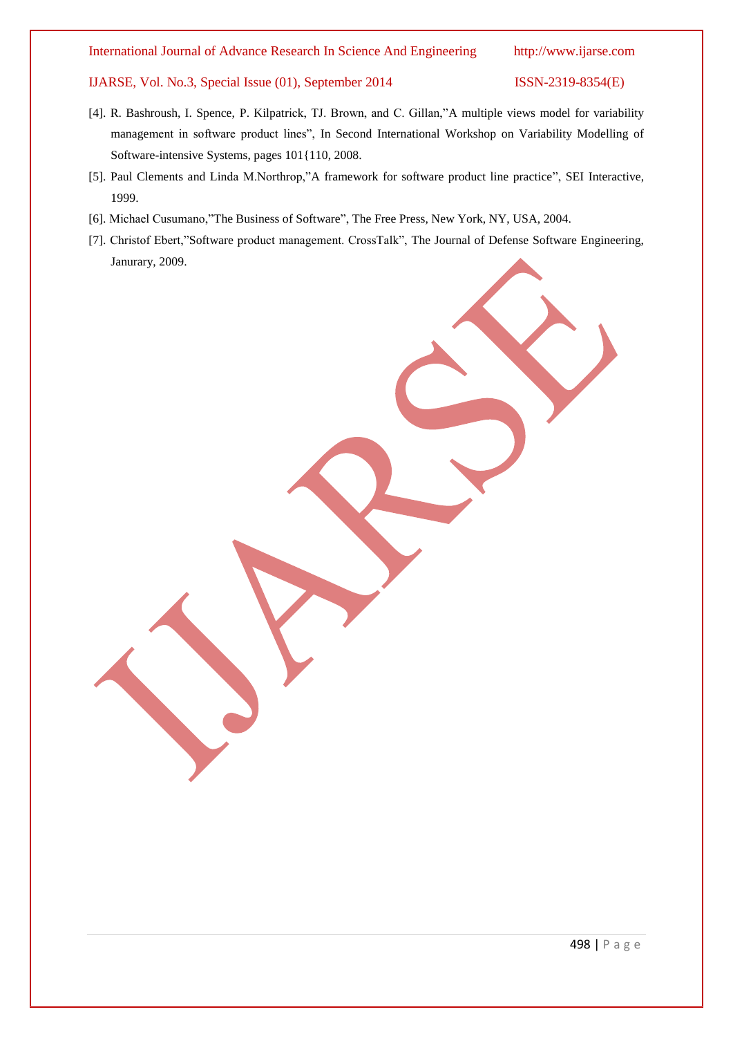[4]. R. Bashroush, I. Spence, P. Kilpatrick, TJ. Brown, and C. Gillan,"A multiple views model for variability management in software product lines", In Second International Workshop on Variability Modelling of Software-intensive Systems, pages 101{110, 2008.

[5]. Paul Clements and Linda M.Northrop,"A framework for software product line practice", SEI Interactive, 1999.

[6]. Michael Cusumano,"The Business of Software", The Free Press, New York, NY, USA, 2004.

[7]. Christof Ebert,"Software product management. CrossTalk", The Journal of Defense Software Engineering, Janurary, 2009.